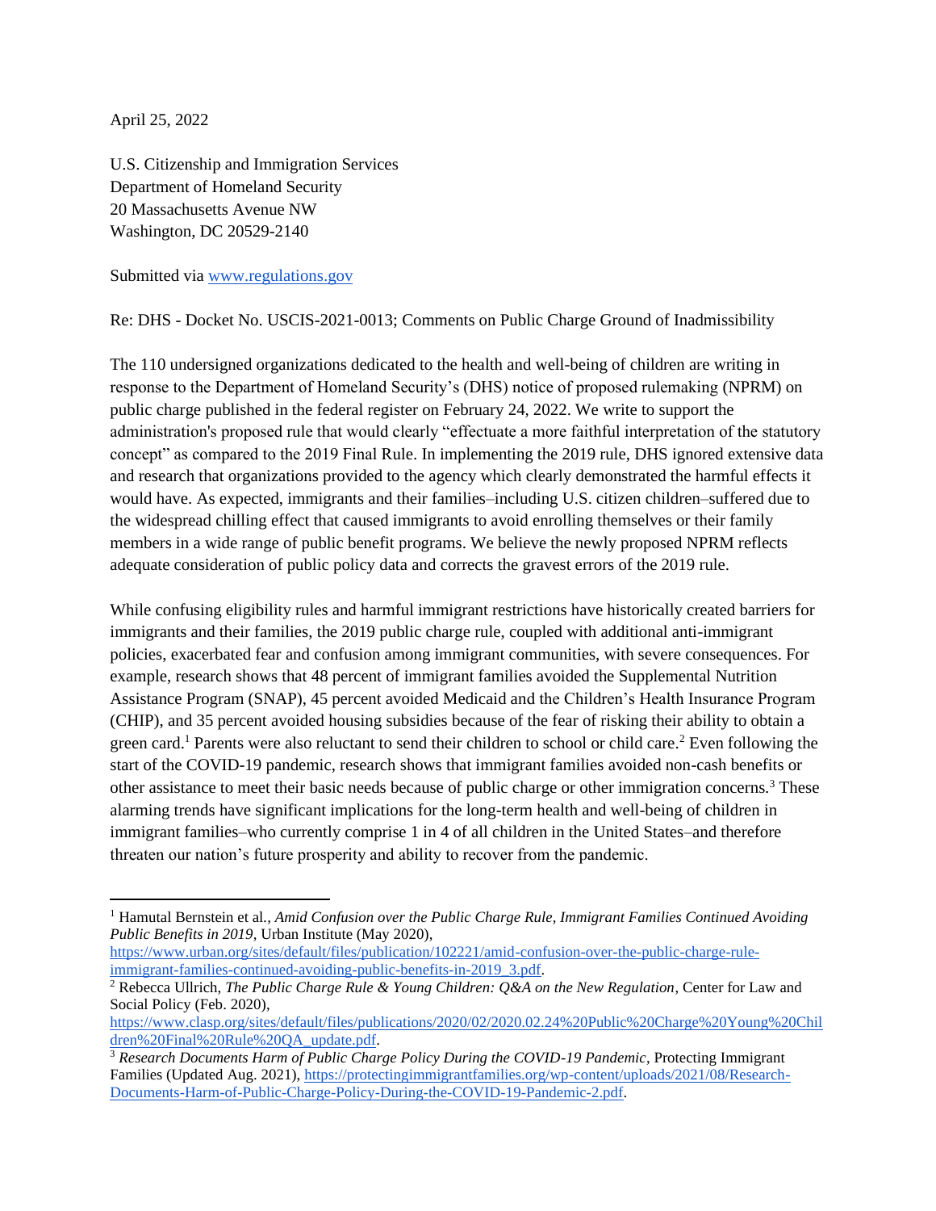April 25, 2022

U.S. Citizenship and Immigration Services
Department of Homeland Security
20 Massachusetts Avenue NW
Washington, DC 20529-2140

Submitted via [www.regulations.gov](http://www.regulations.gov)

Re: DHS - Docket No. USCIS-2021-0013; Comments on Public Charge Ground of Inadmissibility

The 110 undersigned organizations dedicated to the health and well-being of children are writing in response to the Department of Homeland Security's (DHS) notice of proposed rulemaking (NPRM) on public charge published in the federal register on February 24, 2022. We write to support the administration's proposed rule that would clearly "effectuate a more faithful interpretation of the statutory concept" as compared to the 2019 Final Rule. In implementing the 2019 rule, DHS ignored extensive data and research that organizations provided to the agency which clearly demonstrated the harmful effects it would have. As expected, immigrants and their families–including U.S. citizen children–suffered due to the widespread chilling effect that caused immigrants to avoid enrolling themselves or their family members in a wide range of public benefit programs. We believe the newly proposed NPRM reflects adequate consideration of public policy data and corrects the gravest errors of the 2019 rule.

While confusing eligibility rules and harmful immigrant restrictions have historically created barriers for immigrants and their families, the 2019 public charge rule, coupled with additional anti-immigrant policies, exacerbated fear and confusion among immigrant communities, with severe consequences. For example, research shows that 48 percent of immigrant families avoided the Supplemental Nutrition Assistance Program (SNAP), 45 percent avoided Medicaid and the Children's Health Insurance Program (CHIP), and 35 percent avoided housing subsidies because of the fear of risking their ability to obtain a green card.[1] Parents were also reluctant to send their children to school or child care.[2] Even following the start of the COVID-19 pandemic, research shows that immigrant families avoided non-cash benefits or other assistance to meet their basic needs because of public charge or other immigration concerns.[3] These alarming trends have significant implications for the long-term health and well-being of children in immigrant families–who currently comprise 1 in 4 of all children in the United States–and therefore threaten our nation's future prosperity and ability to recover from the pandemic.

---

[1] Hamutal Bernstein et al., *Amid Confusion over the Public Charge Rule, Immigrant Families Continued Avoiding Public Benefits in 2019*, Urban Institute (May 2020), [https://www.urban.org/sites/default/files/publication/102221/amid-confusion-over-the-public-charge-rule-immigrant-families-continued-avoiding-public-benefits-in-2019_3.pdf](https://www.urban.org/sites/default/files/publication/102221/amid-confusion-over-the-public-charge-rule-immigrant-families-continued-avoiding-public-benefits-in-2019_3.pdf).

[2] Rebecca Ullrich, *The Public Charge Rule & Young Children: Q&A on the New Regulation*, Center for Law and Social Policy (Feb. 2020), [https://www.clasp.org/sites/default/files/publications/2020/02/2020.02.24%20Public%20Charge%20Young%20Children%20Final%20Rule%20QA_update.pdf](https://www.clasp.org/sites/default/files/publications/2020/02/2020.02.24%20Public%20Charge%20Young%20Children%20Final%20Rule%20QA_update.pdf).

[3] *Research Documents Harm of Public Charge Policy During the COVID-19 Pandemic*, Protecting Immigrant Families (Updated Aug. 2021), [https://protectingimmigrantfamilies.org/wp-content/uploads/2021/08/Research-Documents-Harm-of-Public-Charge-Policy-During-the-COVID-19-Pandemic-2.pdf](https://protectingimmigrantfamilies.org/wp-content/uploads/2021/08/Research-Documents-Harm-of-Public-Charge-Policy-During-the-COVID-19-Pandemic-2.pdf).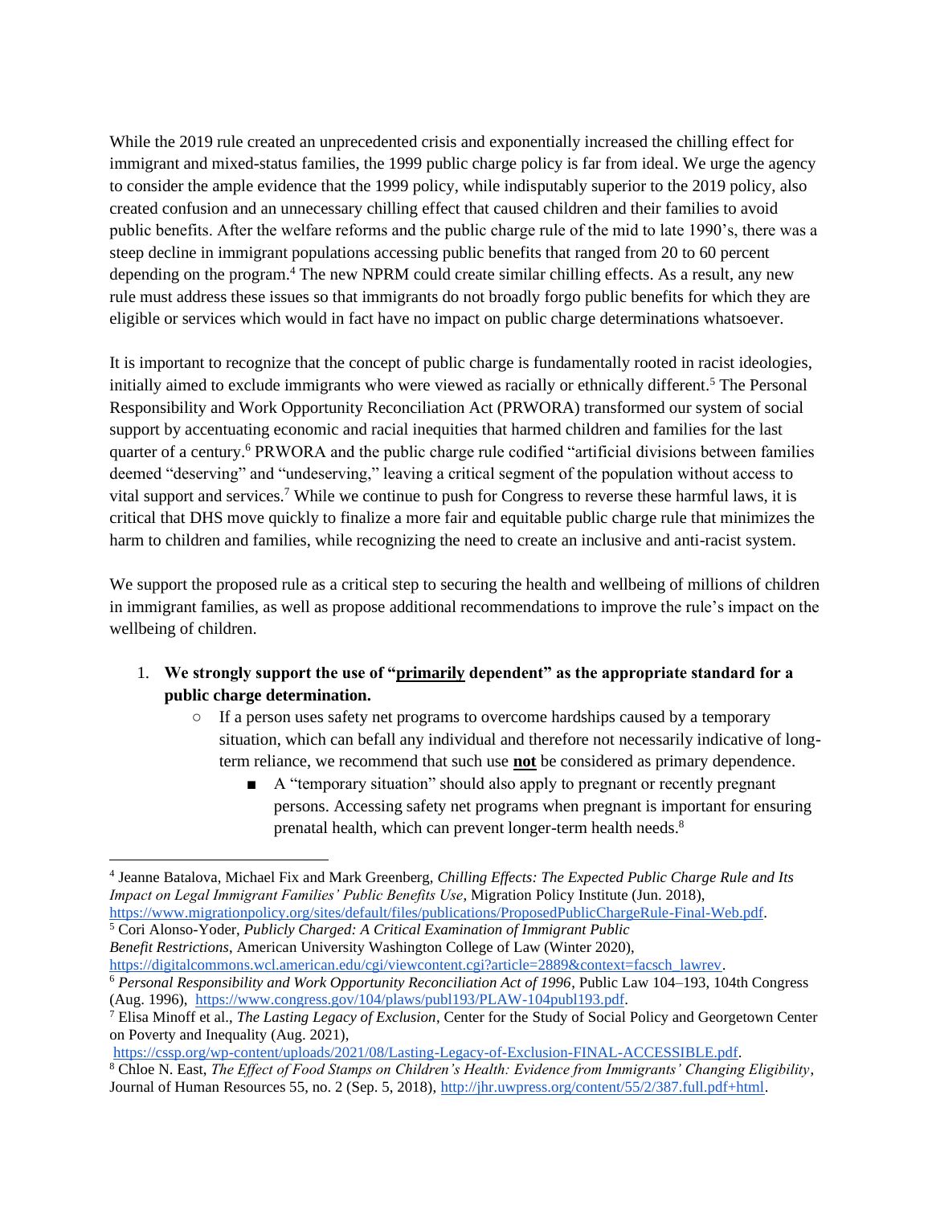While the 2019 rule created an unprecedented crisis and exponentially increased the chilling effect for immigrant and mixed-status families, the 1999 public charge policy is far from ideal. We urge the agency to consider the ample evidence that the 1999 policy, while indisputably superior to the 2019 policy, also created confusion and an unnecessary chilling effect that caused children and their families to avoid public benefits. After the welfare reforms and the public charge rule of the mid to late 1990's, there was a steep decline in immigrant populations accessing public benefits that ranged from 20 to 60 percent depending on the program.[4] The new NPRM could create similar chilling effects. As a result, any new rule must address these issues so that immigrants do not broadly forgo public benefits for which they are eligible or services which would in fact have no impact on public charge determinations whatsoever.

It is important to recognize that the concept of public charge is fundamentally rooted in racist ideologies, initially aimed to exclude immigrants who were viewed as racially or ethnically different.[5] The Personal Responsibility and Work Opportunity Reconciliation Act (PRWORA) transformed our system of social support by accentuating economic and racial inequities that harmed children and families for the last quarter of a century.[6] PRWORA and the public charge rule codified "artificial divisions between families deemed "deserving" and "undeserving," leaving a critical segment of the population without access to vital support and services.[7] While we continue to push for Congress to reverse these harmful laws, it is critical that DHS move quickly to finalize a more fair and equitable public charge rule that minimizes the harm to children and families, while recognizing the need to create an inclusive and anti-racist system.

We support the proposed rule as a critical step to securing the health and wellbeing of millions of children in immigrant families, as well as propose additional recommendations to improve the rule's impact on the wellbeing of children.

1. **We strongly support the use of "<u>primarily</u> dependent" as the appropriate standard for a public charge determination.**
   - If a person uses safety net programs to overcome hardships caused by a temporary situation, which can befall any individual and therefore not necessarily indicative of long-term reliance, we recommend that such use **<u>not</u>** be considered as primary dependence.
     - A "temporary situation" should also apply to pregnant or recently pregnant persons. Accessing safety net programs when pregnant is important for ensuring prenatal health, which can prevent longer-term health needs.[8]

---

[4] Jeanne Batalova, Michael Fix and Mark Greenberg, *Chilling Effects: The Expected Public Charge Rule and Its Impact on Legal Immigrant Families' Public Benefits Use*, Migration Policy Institute (Jun. 2018), https://www.migrationpolicy.org/sites/default/files/publications/ProposedPublicChargeRule-Final-Web.pdf.

[5] Cori Alonso-Yoder, *Publicly Charged: A Critical Examination of Immigrant Public Benefit Restrictions*, American University Washington College of Law (Winter 2020), https://digitalcommons.wcl.american.edu/cgi/viewcontent.cgi?article=2889&context=facsch_lawrev.

[6] *Personal Responsibility and Work Opportunity Reconciliation Act of 1996*, Public Law 104–193, 104th Congress (Aug. 1996), https://www.congress.gov/104/plaws/publ193/PLAW-104publ193.pdf.

[7] Elisa Minoff et al., *The Lasting Legacy of Exclusion*, Center for the Study of Social Policy and Georgetown Center on Poverty and Inequality (Aug. 2021), https://cssp.org/wp-content/uploads/2021/08/Lasting-Legacy-of-Exclusion-FINAL-ACCESSIBLE.pdf.

[8] Chloe N. East, *The Effect of Food Stamps on Children's Health: Evidence from Immigrants' Changing Eligibility*, Journal of Human Resources 55, no. 2 (Sep. 5, 2018), http://jhr.uwpress.org/content/55/2/387.full.pdf+html.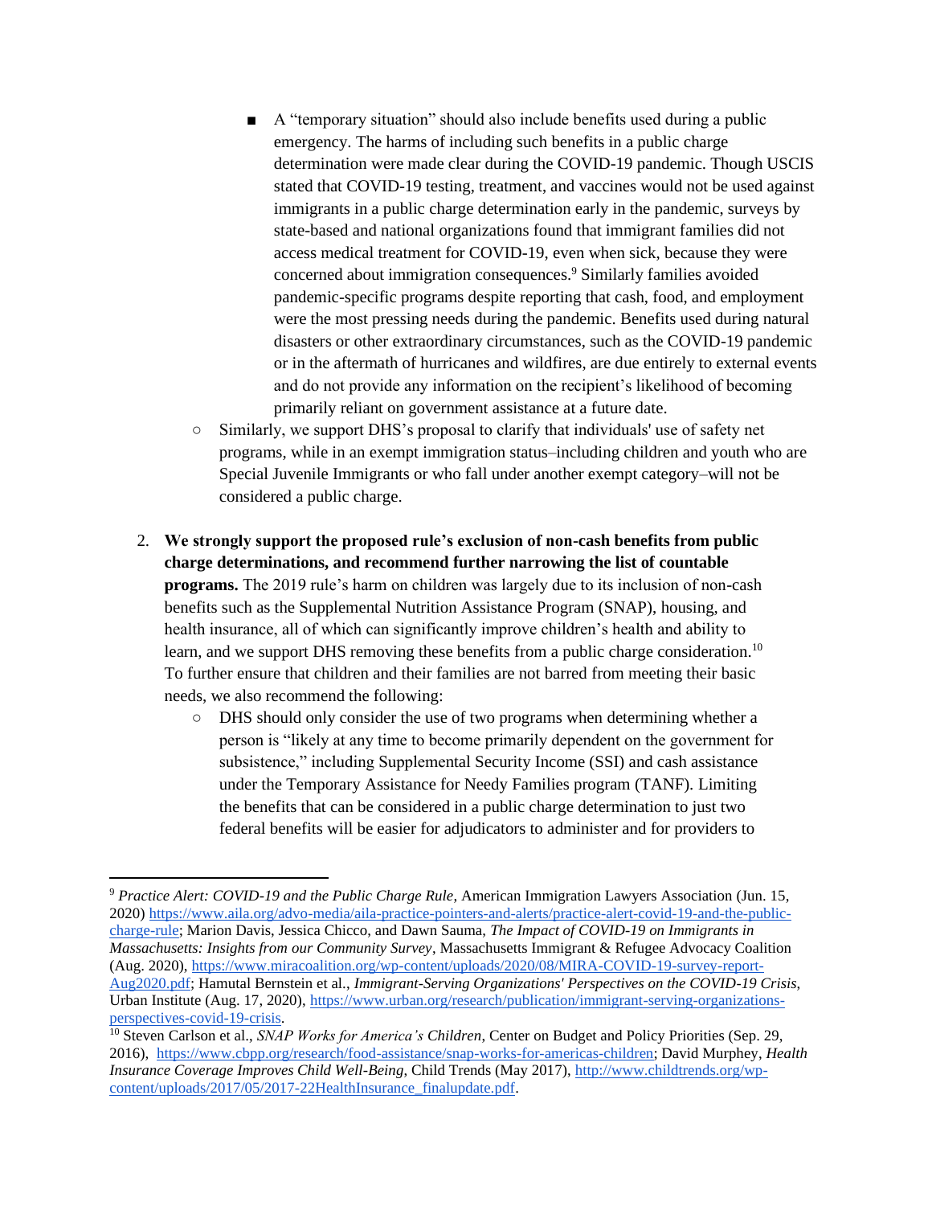- A "temporary situation" should also include benefits used during a public emergency. The harms of including such benefits in a public charge determination were made clear during the COVID-19 pandemic. Though USCIS stated that COVID-19 testing, treatment, and vaccines would not be used against immigrants in a public charge determination early in the pandemic, surveys by state-based and national organizations found that immigrant families did not access medical treatment for COVID-19, even when sick, because they were concerned about immigration consequences.[9] Similarly families avoided pandemic-specific programs despite reporting that cash, food, and employment were the most pressing needs during the pandemic. Benefits used during natural disasters or other extraordinary circumstances, such as the COVID-19 pandemic or in the aftermath of hurricanes and wildfires, are due entirely to external events and do not provide any information on the recipient's likelihood of becoming primarily reliant on government assistance at a future date.
    - Similarly, we support DHS's proposal to clarify that individuals' use of safety net programs, while in an exempt immigration status–including children and youth who are Special Juvenile Immigrants or who fall under another exempt category–will not be considered a public charge.

2. **We strongly support the proposed rule's exclusion of non-cash benefits from public charge determinations, and recommend further narrowing the list of countable programs.** The 2019 rule's harm on children was largely due to its inclusion of non-cash benefits such as the Supplemental Nutrition Assistance Program (SNAP), housing, and health insurance, all of which can significantly improve children's health and ability to learn, and we support DHS removing these benefits from a public charge consideration.[10] To further ensure that children and their families are not barred from meeting their basic needs, we also recommend the following:
    - DHS should only consider the use of two programs when determining whether a person is "likely at any time to become primarily dependent on the government for subsistence," including Supplemental Security Income (SSI) and cash assistance under the Temporary Assistance for Needy Families program (TANF). Limiting the benefits that can be considered in a public charge determination to just two federal benefits will be easier for adjudicators to administer and for providers to

---

[9] *Practice Alert: COVID-19 and the Public Charge Rule*, American Immigration Lawyers Association (Jun. 15, 2020) https://www.aila.org/advo-media/aila-practice-pointers-and-alerts/practice-alert-covid-19-and-the-public-charge-rule; Marion Davis, Jessica Chicco, and Dawn Sauma, *The Impact of COVID-19 on Immigrants in Massachusetts: Insights from our Community Survey*, Massachusetts Immigrant & Refugee Advocacy Coalition (Aug. 2020), https://www.miracoalition.org/wp-content/uploads/2020/08/MIRA-COVID-19-survey-report-Aug2020.pdf; Hamutal Bernstein et al., *Immigrant-Serving Organizations' Perspectives on the COVID-19 Crisis*, Urban Institute (Aug. 17, 2020), https://www.urban.org/research/publication/immigrant-serving-organizations-perspectives-covid-19-crisis.

[10] Steven Carlson et al., *SNAP Works for America's Children*, Center on Budget and Policy Priorities (Sep. 29, 2016), https://www.cbpp.org/research/food-assistance/snap-works-for-americas-children; David Murphey, *Health Insurance Coverage Improves Child Well-Being*, Child Trends (May 2017), http://www.childtrends.org/wp-content/uploads/2017/05/2017-22HealthInsurance_finalupdate.pdf.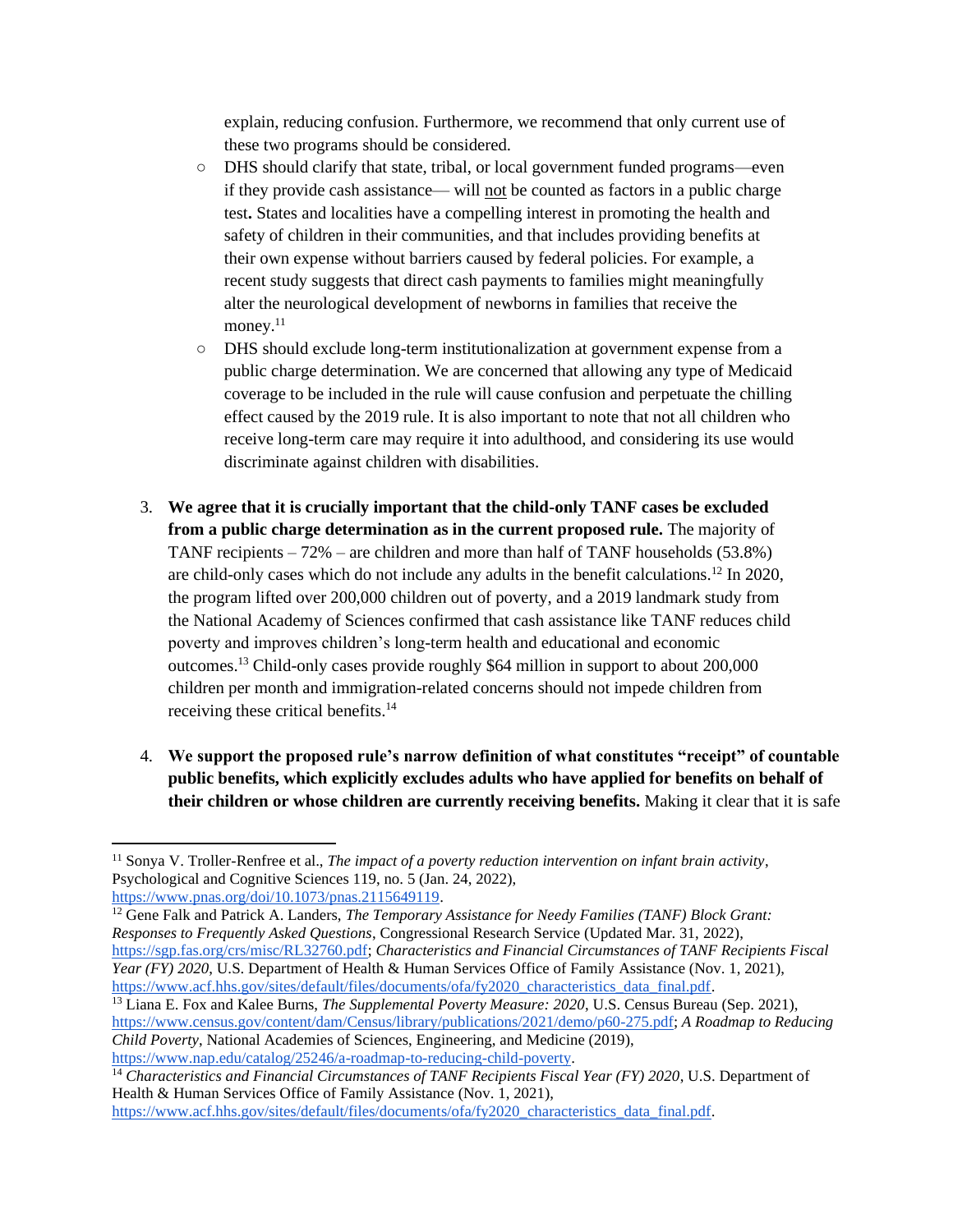explain, reducing confusion. Furthermore, we recommend that only current use of these two programs should be considered.

- DHS should clarify that state, tribal, or local government funded programs—even if they provide cash assistance— will not be counted as factors in a public charge test**.** States and localities have a compelling interest in promoting the health and safety of children in their communities, and that includes providing benefits at their own expense without barriers caused by federal policies. For example, a recent study suggests that direct cash payments to families might meaningfully alter the neurological development of newborns in families that receive the money.[11]
- DHS should exclude long-term institutionalization at government expense from a public charge determination. We are concerned that allowing any type of Medicaid coverage to be included in the rule will cause confusion and perpetuate the chilling effect caused by the 2019 rule. It is also important to note that not all children who receive long-term care may require it into adulthood, and considering its use would discriminate against children with disabilities.

3. **We agree that it is crucially important that the child-only TANF cases be excluded from a public charge determination as in the current proposed rule.** The majority of TANF recipients – 72% – are children and more than half of TANF households (53.8%) are child-only cases which do not include any adults in the benefit calculations.[12] In 2020, the program lifted over 200,000 children out of poverty, and a 2019 landmark study from the National Academy of Sciences confirmed that cash assistance like TANF reduces child poverty and improves children's long-term health and educational and economic outcomes.[13] Child-only cases provide roughly $64 million in support to about 200,000 children per month and immigration-related concerns should not impede children from receiving these critical benefits.[14]

4. **We support the proposed rule's narrow definition of what constitutes "receipt" of countable public benefits, which explicitly excludes adults who have applied for benefits on behalf of their children or whose children are currently receiving benefits.** Making it clear that it is safe

---

[11] Sonya V. Troller-Renfree et al., *The impact of a poverty reduction intervention on infant brain activity*, Psychological and Cognitive Sciences 119, no. 5 (Jan. 24, 2022), https://www.pnas.org/doi/10.1073/pnas.2115649119.

[12] Gene Falk and Patrick A. Landers, *The Temporary Assistance for Needy Families (TANF) Block Grant: Responses to Frequently Asked Questions*, Congressional Research Service (Updated Mar. 31, 2022), https://sgp.fas.org/crs/misc/RL32760.pdf; *Characteristics and Financial Circumstances of TANF Recipients Fiscal Year (FY) 2020*, U.S. Department of Health & Human Services Office of Family Assistance (Nov. 1, 2021), https://www.acf.hhs.gov/sites/default/files/documents/ofa/fy2020_characteristics_data_final.pdf.

[13] Liana E. Fox and Kalee Burns, *The Supplemental Poverty Measure: 2020*, U.S. Census Bureau (Sep. 2021), https://www.census.gov/content/dam/Census/library/publications/2021/demo/p60-275.pdf; *A Roadmap to Reducing Child Poverty*, National Academies of Sciences, Engineering, and Medicine (2019), https://www.nap.edu/catalog/25246/a-roadmap-to-reducing-child-poverty.

[14] *Characteristics and Financial Circumstances of TANF Recipients Fiscal Year (FY) 2020*, U.S. Department of Health & Human Services Office of Family Assistance (Nov. 1, 2021), https://www.acf.hhs.gov/sites/default/files/documents/ofa/fy2020_characteristics_data_final.pdf.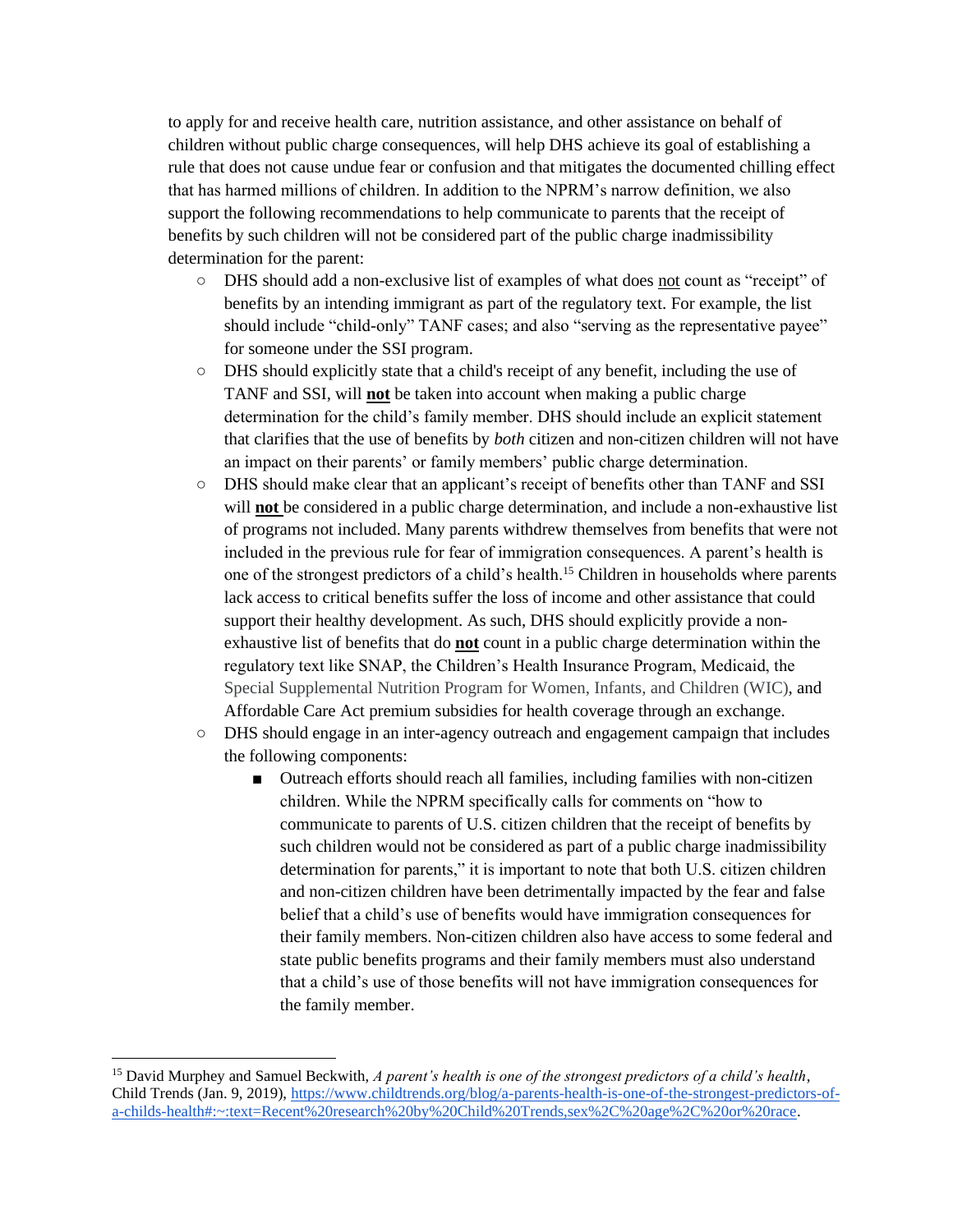to apply for and receive health care, nutrition assistance, and other assistance on behalf of children without public charge consequences, will help DHS achieve its goal of establishing a rule that does not cause undue fear or confusion and that mitigates the documented chilling effect that has harmed millions of children. In addition to the NPRM's narrow definition, we also support the following recommendations to help communicate to parents that the receipt of benefits by such children will not be considered part of the public charge inadmissibility determination for the parent:

- DHS should add a non-exclusive list of examples of what does not count as "receipt" of benefits by an intending immigrant as part of the regulatory text. For example, the list should include "child-only" TANF cases; and also "serving as the representative payee" for someone under the SSI program.
- DHS should explicitly state that a child's receipt of any benefit, including the use of TANF and SSI, will **not** be taken into account when making a public charge determination for the child's family member. DHS should include an explicit statement that clarifies that the use of benefits by *both* citizen and non-citizen children will not have an impact on their parents' or family members' public charge determination.
- DHS should make clear that an applicant's receipt of benefits other than TANF and SSI will **not** be considered in a public charge determination, and include a non-exhaustive list of programs not included. Many parents withdrew themselves from benefits that were not included in the previous rule for fear of immigration consequences. A parent's health is one of the strongest predictors of a child's health.[15] Children in households where parents lack access to critical benefits suffer the loss of income and other assistance that could support their healthy development. As such, DHS should explicitly provide a non-exhaustive list of benefits that do **not** count in a public charge determination within the regulatory text like SNAP, the Children's Health Insurance Program, Medicaid, the Special Supplemental Nutrition Program for Women, Infants, and Children (WIC), and Affordable Care Act premium subsidies for health coverage through an exchange.
- DHS should engage in an inter-agency outreach and engagement campaign that includes the following components:
    - Outreach efforts should reach all families, including families with non-citizen children. While the NPRM specifically calls for comments on "how to communicate to parents of U.S. citizen children that the receipt of benefits by such children would not be considered as part of a public charge inadmissibility determination for parents," it is important to note that both U.S. citizen children and non-citizen children have been detrimentally impacted by the fear and false belief that a child's use of benefits would have immigration consequences for their family members. Non-citizen children also have access to some federal and state public benefits programs and their family members must also understand that a child's use of those benefits will not have immigration consequences for the family member.

---

[15] David Murphey and Samuel Beckwith, *A parent's health is one of the strongest predictors of a child's health*, Child Trends (Jan. 9, 2019), https://www.childtrends.org/blog/a-parents-health-is-one-of-the-strongest-predictors-of-a-childs-health#:~:text=Recent%20research%20by%20Child%20Trends,sex%2C%20age%2C%20or%20race.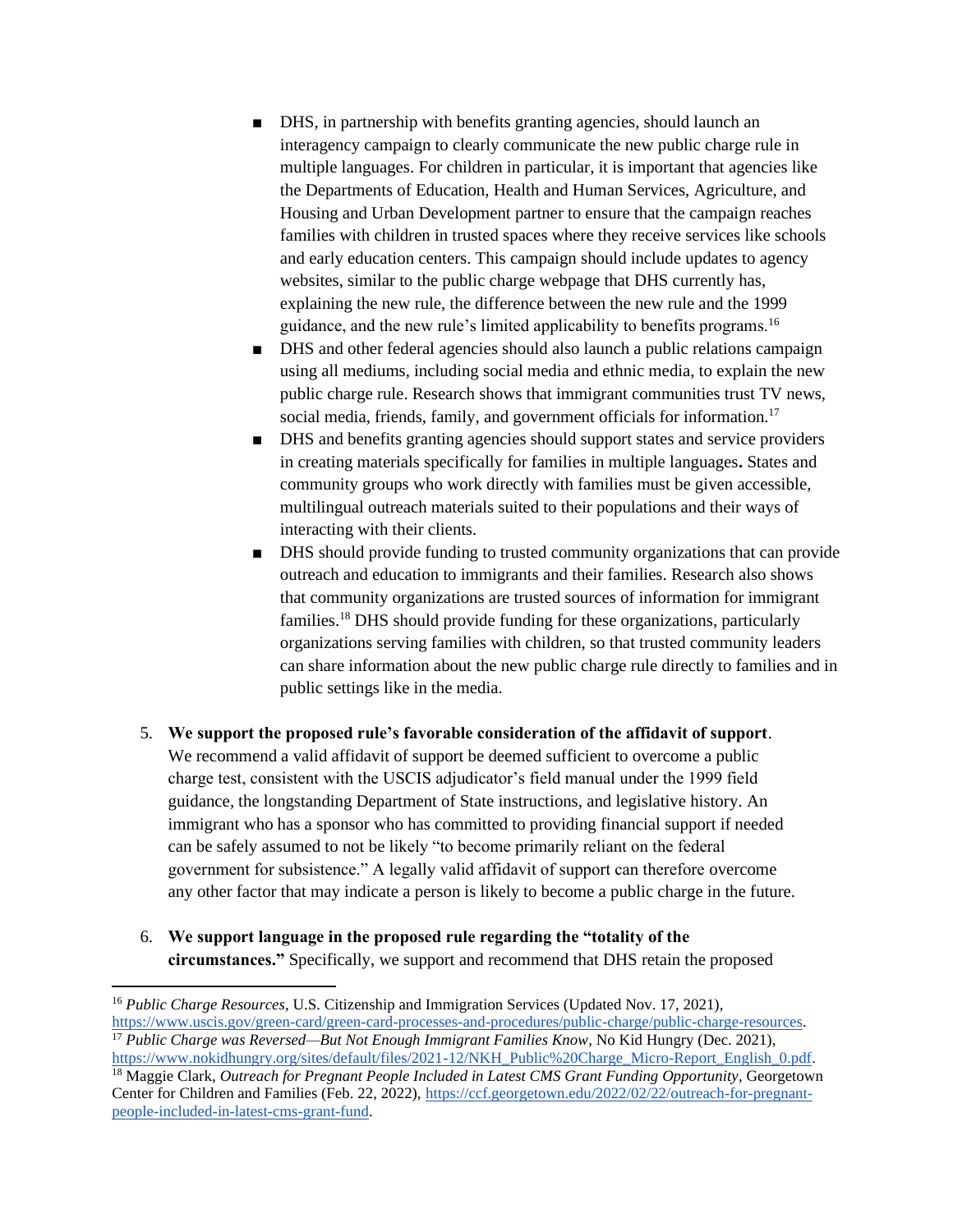- DHS, in partnership with benefits granting agencies, should launch an interagency campaign to clearly communicate the new public charge rule in multiple languages. For children in particular, it is important that agencies like the Departments of Education, Health and Human Services, Agriculture, and Housing and Urban Development partner to ensure that the campaign reaches families with children in trusted spaces where they receive services like schools and early education centers. This campaign should include updates to agency websites, similar to the public charge webpage that DHS currently has, explaining the new rule, the difference between the new rule and the 1999 guidance, and the new rule's limited applicability to benefits programs.[16]
- DHS and other federal agencies should also launch a public relations campaign using all mediums, including social media and ethnic media, to explain the new public charge rule. Research shows that immigrant communities trust TV news, social media, friends, family, and government officials for information.[17]
- DHS and benefits granting agencies should support states and service providers in creating materials specifically for families in multiple languages**.** States and community groups who work directly with families must be given accessible, multilingual outreach materials suited to their populations and their ways of interacting with their clients.
- DHS should provide funding to trusted community organizations that can provide outreach and education to immigrants and their families. Research also shows that community organizations are trusted sources of information for immigrant families.[18] DHS should provide funding for these organizations, particularly organizations serving families with children, so that trusted community leaders can share information about the new public charge rule directly to families and in public settings like in the media.

5. **We support the proposed rule's favorable consideration of the affidavit of support**. We recommend a valid affidavit of support be deemed sufficient to overcome a public charge test, consistent with the USCIS adjudicator's field manual under the 1999 field guidance, the longstanding Department of State instructions, and legislative history. An immigrant who has a sponsor who has committed to providing financial support if needed can be safely assumed to not be likely "to become primarily reliant on the federal government for subsistence." A legally valid affidavit of support can therefore overcome any other factor that may indicate a person is likely to become a public charge in the future.

6. **We support language in the proposed rule regarding the "totality of the circumstances."** Specifically, we support and recommend that DHS retain the proposed

---

[16] *Public Charge Resources*, U.S. Citizenship and Immigration Services (Updated Nov. 17, 2021), https://www.uscis.gov/green-card/green-card-processes-and-procedures/public-charge/public-charge-resources.

[17] *Public Charge was Reversed—But Not Enough Immigrant Families Know*, No Kid Hungry (Dec. 2021), https://www.nokidhungry.org/sites/default/files/2021-12/NKH_Public%20Charge_Micro-Report_English_0.pdf.

[18] Maggie Clark, *Outreach for Pregnant People Included in Latest CMS Grant Funding Opportunity*, Georgetown Center for Children and Families (Feb. 22, 2022), https://ccf.georgetown.edu/2022/02/22/outreach-for-pregnant-people-included-in-latest-cms-grant-fund.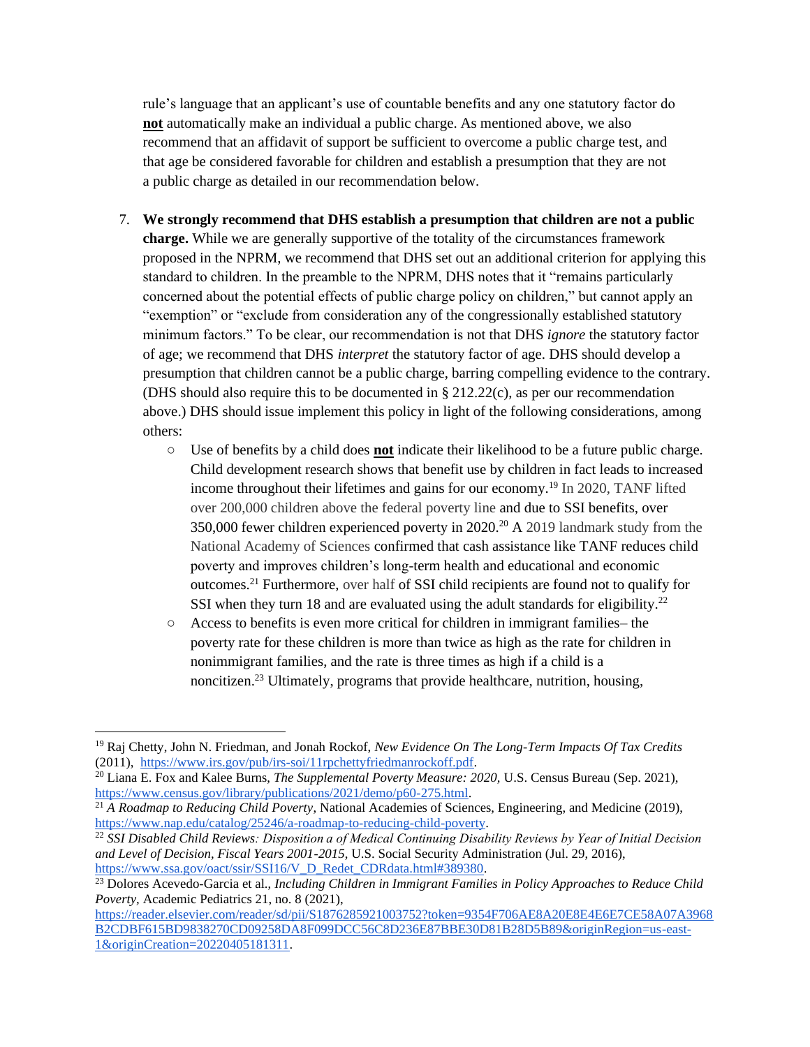rule's language that an applicant's use of countable benefits and any one statutory factor do **not** automatically make an individual a public charge. As mentioned above, we also recommend that an affidavit of support be sufficient to overcome a public charge test, and that age be considered favorable for children and establish a presumption that they are not a public charge as detailed in our recommendation below.

7. **We strongly recommend that DHS establish a presumption that children are not a public charge.** While we are generally supportive of the totality of the circumstances framework proposed in the NPRM, we recommend that DHS set out an additional criterion for applying this standard to children. In the preamble to the NPRM, DHS notes that it "remains particularly concerned about the potential effects of public charge policy on children," but cannot apply an "exemption" or "exclude from consideration any of the congressionally established statutory minimum factors." To be clear, our recommendation is not that DHS *ignore* the statutory factor of age; we recommend that DHS *interpret* the statutory factor of age. DHS should develop a presumption that children cannot be a public charge, barring compelling evidence to the contrary. (DHS should also require this to be documented in § 212.22(c), as per our recommendation above.) DHS should issue implement this policy in light of the following considerations, among others:
   - Use of benefits by a child does **not** indicate their likelihood to be a future public charge. Child development research shows that benefit use by children in fact leads to increased income throughout their lifetimes and gains for our economy.[19] In 2020, TANF lifted over 200,000 children above the federal poverty line and due to SSI benefits, over 350,000 fewer children experienced poverty in 2020.[20] A 2019 landmark study from the National Academy of Sciences confirmed that cash assistance like TANF reduces child poverty and improves children's long-term health and educational and economic outcomes.[21] Furthermore, over half of SSI child recipients are found not to qualify for SSI when they turn 18 and are evaluated using the adult standards for eligibility.[22]
   - Access to benefits is even more critical for children in immigrant families– the poverty rate for these children is more than twice as high as the rate for children in nonimmigrant families, and the rate is three times as high if a child is a noncitizen.[23] Ultimately, programs that provide healthcare, nutrition, housing,

---

[19] Raj Chetty, John N. Friedman, and Jonah Rockof, *New Evidence On The Long-Term Impacts Of Tax Credits* (2011), https://www.irs.gov/pub/irs-soi/11rpchettyfriedmanrockoff.pdf.

[20] Liana E. Fox and Kalee Burns, *The Supplemental Poverty Measure: 2020*, U.S. Census Bureau (Sep. 2021), https://www.census.gov/library/publications/2021/demo/p60-275.html.

[21] *A Roadmap to Reducing Child Poverty*, National Academies of Sciences, Engineering, and Medicine (2019), https://www.nap.edu/catalog/25246/a-roadmap-to-reducing-child-poverty.

[22] *SSI Disabled Child Reviews: Disposition a of Medical Continuing Disability Reviews by Year of Initial Decision and Level of Decision, Fiscal Years 2001-2015*, U.S. Social Security Administration (Jul. 29, 2016), https://www.ssa.gov/oact/ssir/SSI16/V_D_Redet_CDRdata.html#389380.

[23] Dolores Acevedo-Garcia et al., *Including Children in Immigrant Families in Policy Approaches to Reduce Child Poverty*, Academic Pediatrics 21, no. 8 (2021), https://reader.elsevier.com/reader/sd/pii/S1876285921003752?token=9354F706AE8A20E8E4E6E7CE58A07A3968B2CDBF615BD9838270CD09258DA8F099DCC56C8D236E87BBE30D81B28D5B89&originRegion=us-east-1&originCreation=20220405181311.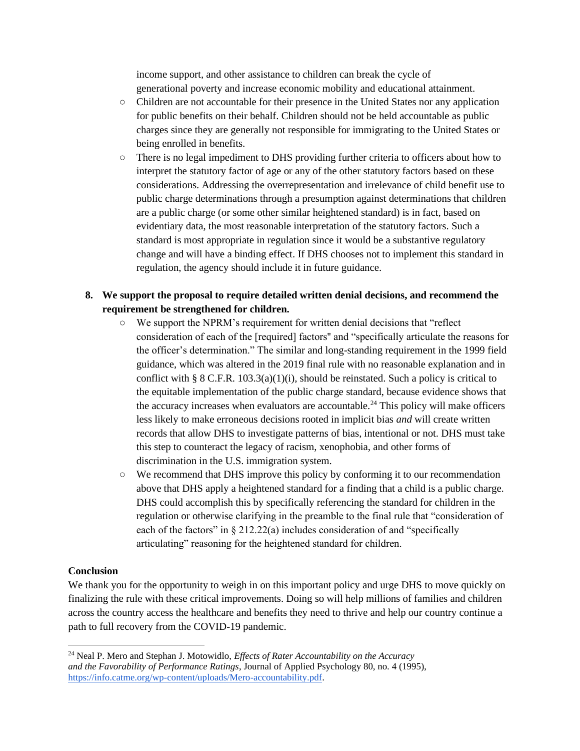income support, and other assistance to children can break the cycle of generational poverty and increase economic mobility and educational attainment.

- Children are not accountable for their presence in the United States nor any application for public benefits on their behalf. Children should not be held accountable as public charges since they are generally not responsible for immigrating to the United States or being enrolled in benefits.
- There is no legal impediment to DHS providing further criteria to officers about how to interpret the statutory factor of age or any of the other statutory factors based on these considerations. Addressing the overrepresentation and irrelevance of child benefit use to public charge determinations through a presumption against determinations that children are a public charge (or some other similar heightened standard) is in fact, based on evidentiary data, the most reasonable interpretation of the statutory factors. Such a standard is most appropriate in regulation since it would be a substantive regulatory change and will have a binding effect. If DHS chooses not to implement this standard in regulation, the agency should include it in future guidance.

8. **We support the proposal to require detailed written denial decisions, and recommend the requirement be strengthened for children.**
   - We support the NPRM's requirement for written denial decisions that "reflect consideration of each of the [required] factors" and "specifically articulate the reasons for the officer's determination." The similar and long-standing requirement in the 1999 field guidance, which was altered in the 2019 final rule with no reasonable explanation and in conflict with § 8 C.F.R. 103.3(a)(1)(i), should be reinstated. Such a policy is critical to the equitable implementation of the public charge standard, because evidence shows that the accuracy increases when evaluators are accountable.[24] This policy will make officers less likely to make erroneous decisions rooted in implicit bias *and* will create written records that allow DHS to investigate patterns of bias, intentional or not. DHS must take this step to counteract the legacy of racism, xenophobia, and other forms of discrimination in the U.S. immigration system.
   - We recommend that DHS improve this policy by conforming it to our recommendation above that DHS apply a heightened standard for a finding that a child is a public charge. DHS could accomplish this by specifically referencing the standard for children in the regulation or otherwise clarifying in the preamble to the final rule that "consideration of each of the factors" in § 212.22(a) includes consideration of and "specifically articulating" reasoning for the heightened standard for children.

**Conclusion**

We thank you for the opportunity to weigh in on this important policy and urge DHS to move quickly on finalizing the rule with these critical improvements. Doing so will help millions of families and children across the country access the healthcare and benefits they need to thrive and help our country continue a path to full recovery from the COVID-19 pandemic.

[24] Neal P. Mero and Stephan J. Motowidlo, *Effects of Rater Accountability on the Accuracy and the Favorability of Performance Ratings*, Journal of Applied Psychology 80, no. 4 (1995), https://info.catme.org/wp-content/uploads/Mero-accountability.pdf.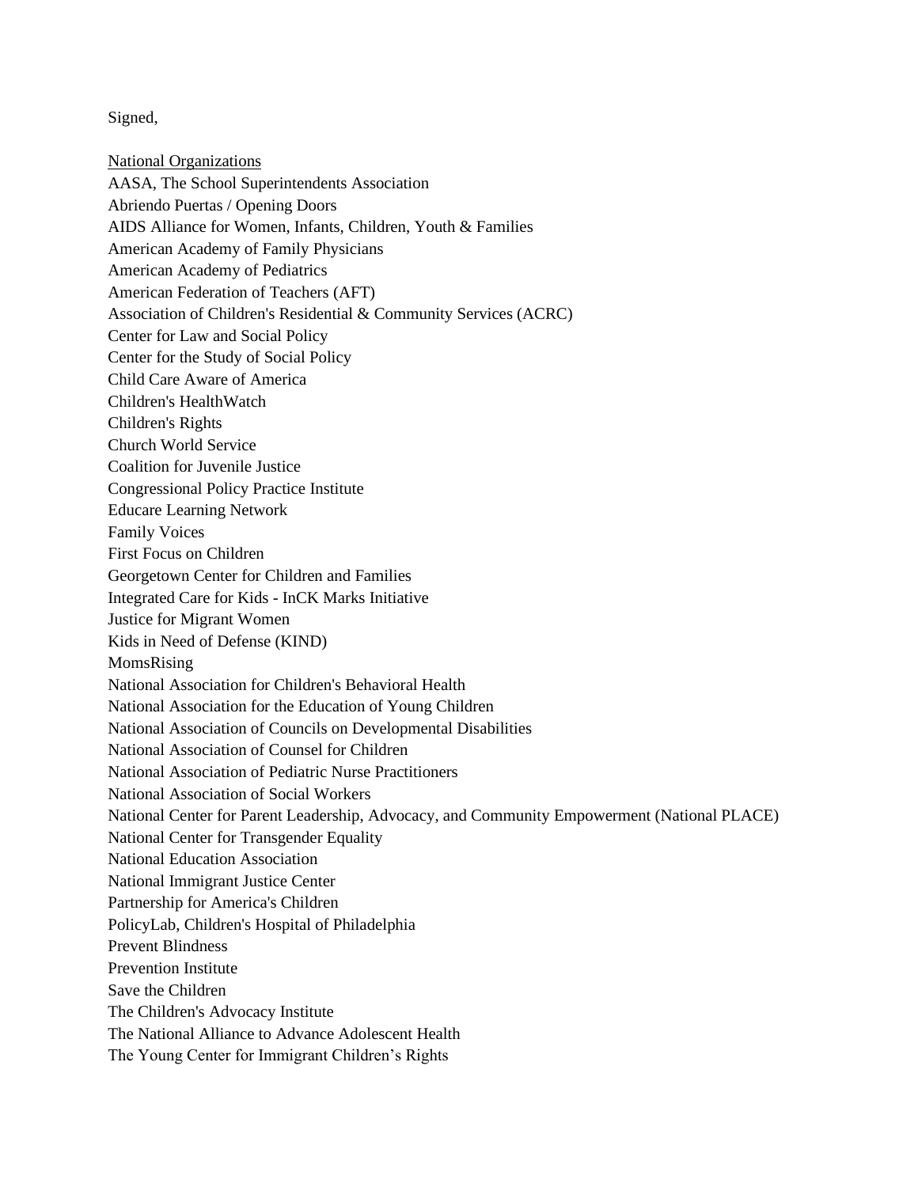Signed,

<u>National Organizations</u>

AASA, The School Superintendents Association
Abriendo Puertas / Opening Doors
AIDS Alliance for Women, Infants, Children, Youth & Families
American Academy of Family Physicians
American Academy of Pediatrics
American Federation of Teachers (AFT)
Association of Children's Residential & Community Services (ACRC)
Center for Law and Social Policy
Center for the Study of Social Policy
Child Care Aware of America
Children's HealthWatch
Children's Rights
Church World Service
Coalition for Juvenile Justice
Congressional Policy Practice Institute
Educare Learning Network
Family Voices
First Focus on Children
Georgetown Center for Children and Families
Integrated Care for Kids - InCK Marks Initiative
Justice for Migrant Women
Kids in Need of Defense (KIND)
MomsRising
National Association for Children's Behavioral Health
National Association for the Education of Young Children
National Association of Councils on Developmental Disabilities
National Association of Counsel for Children
National Association of Pediatric Nurse Practitioners
National Association of Social Workers
National Center for Parent Leadership, Advocacy, and Community Empowerment (National PLACE)
National Center for Transgender Equality
National Education Association
National Immigrant Justice Center
Partnership for America's Children
PolicyLab, Children's Hospital of Philadelphia
Prevent Blindness
Prevention Institute
Save the Children
The Children's Advocacy Institute
The National Alliance to Advance Adolescent Health
The Young Center for Immigrant Children's Rights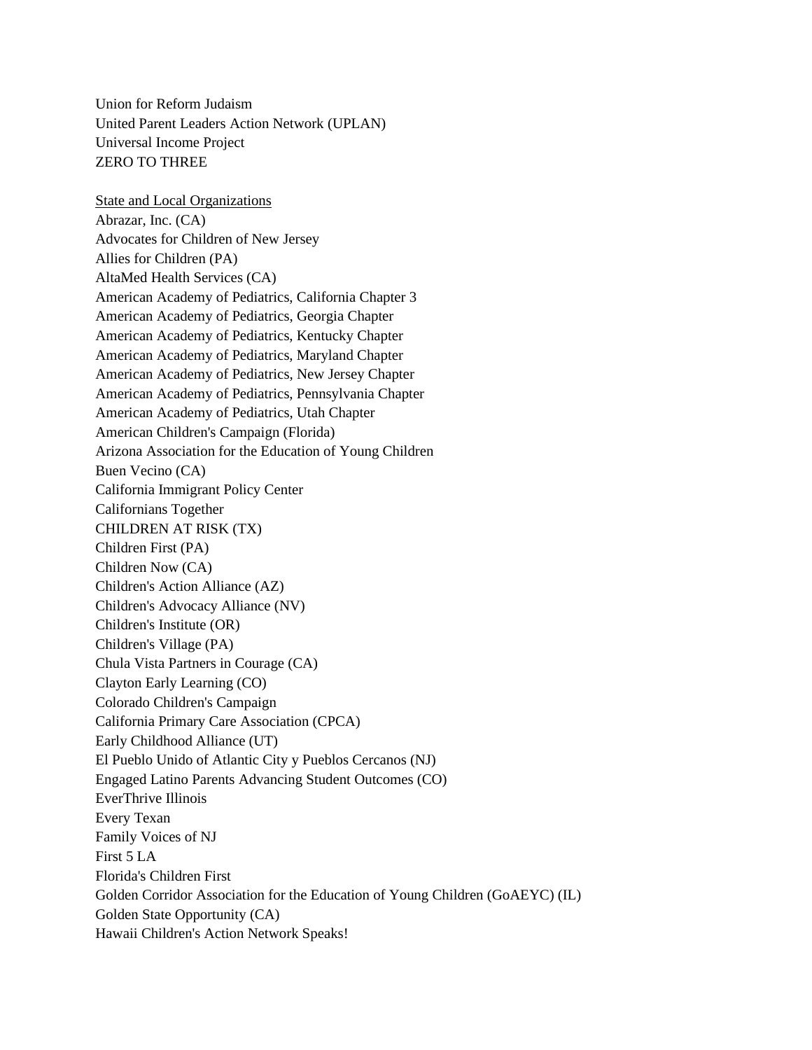Union for Reform Judaism
United Parent Leaders Action Network (UPLAN)
Universal Income Project
ZERO TO THREE

<u>State and Local Organizations</u>

Abrazar, Inc. (CA)
Advocates for Children of New Jersey
Allies for Children (PA)
AltaMed Health Services (CA)
American Academy of Pediatrics, California Chapter 3
American Academy of Pediatrics, Georgia Chapter
American Academy of Pediatrics, Kentucky Chapter
American Academy of Pediatrics, Maryland Chapter
American Academy of Pediatrics, New Jersey Chapter
American Academy of Pediatrics, Pennsylvania Chapter
American Academy of Pediatrics, Utah Chapter
American Children's Campaign (Florida)
Arizona Association for the Education of Young Children
Buen Vecino (CA)
California Immigrant Policy Center
Californians Together
CHILDREN AT RISK (TX)
Children First (PA)
Children Now (CA)
Children's Action Alliance (AZ)
Children's Advocacy Alliance (NV)
Children's Institute (OR)
Children's Village (PA)
Chula Vista Partners in Courage (CA)
Clayton Early Learning (CO)
Colorado Children's Campaign
California Primary Care Association (CPCA)
Early Childhood Alliance (UT)
El Pueblo Unido of Atlantic City y Pueblos Cercanos (NJ)
Engaged Latino Parents Advancing Student Outcomes (CO)
EverThrive Illinois
Every Texan
Family Voices of NJ
First 5 LA
Florida's Children First
Golden Corridor Association for the Education of Young Children (GoAEYC) (IL)
Golden State Opportunity (CA)
Hawaii Children's Action Network Speaks!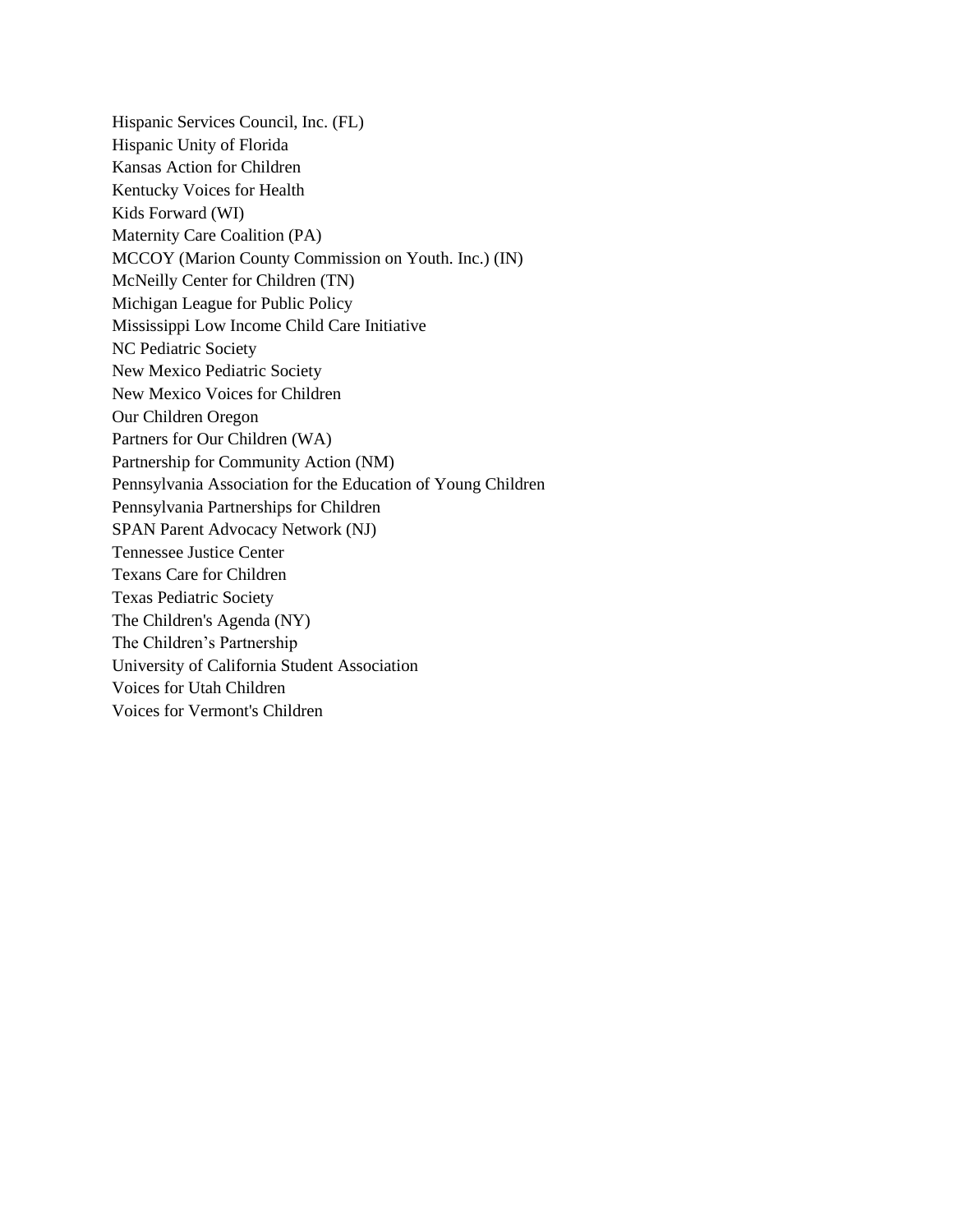Hispanic Services Council, Inc. (FL)
Hispanic Unity of Florida
Kansas Action for Children
Kentucky Voices for Health
Kids Forward (WI)
Maternity Care Coalition (PA)
MCCOY (Marion County Commission on Youth. Inc.) (IN)
McNeilly Center for Children (TN)
Michigan League for Public Policy
Mississippi Low Income Child Care Initiative
NC Pediatric Society
New Mexico Pediatric Society
New Mexico Voices for Children
Our Children Oregon
Partners for Our Children (WA)
Partnership for Community Action (NM)
Pennsylvania Association for the Education of Young Children
Pennsylvania Partnerships for Children
SPAN Parent Advocacy Network (NJ)
Tennessee Justice Center
Texans Care for Children
Texas Pediatric Society
The Children's Agenda (NY)
The Children’s Partnership
University of California Student Association
Voices for Utah Children
Voices for Vermont's Children